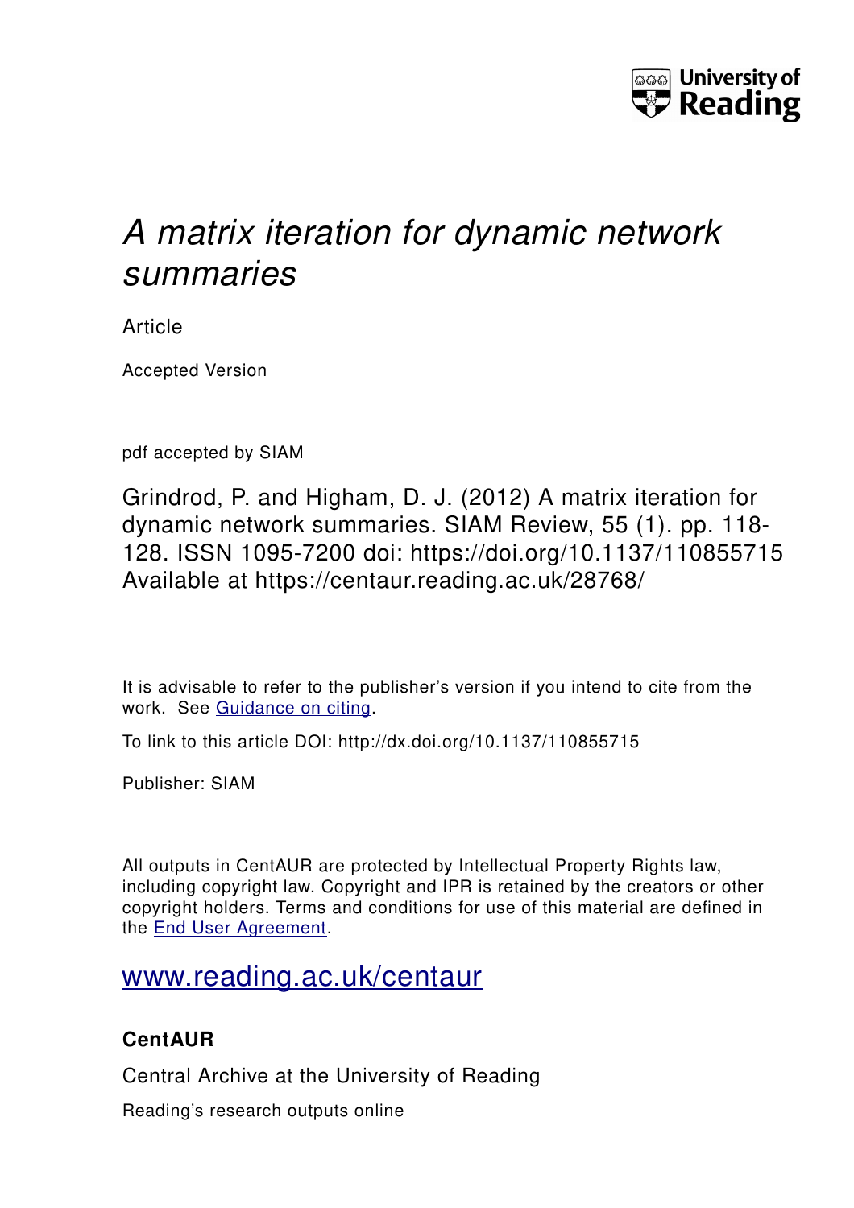# *A matrix iteration for dynamic network summaries*

Article

Accepted Version

pdf accepted by SIAM

Grindrod, P. and Higham, D. J. (2012) A matrix iteration for dynamic network summaries. SIAM Review, 55 (1). pp. 118-128. ISSN 1095-7200 doi: https://doi.org/10.1137/110855715 Available at https://centaur.reading.ac.uk/28768/

It is advisable to refer to the publisher's version if you intend to cite from the work. See Guidance on citing.

To link to this article DOI: http://dx.doi.org/10.1137/110855715

Publisher: SIAM

All outputs in CentAUR are protected by Intellectual Property Rights law, including copyright law. Copyright and IPR is retained by the creators or other copyright holders. Terms and conditions for use of this material are defined in the End User Agreement.

www.reading.ac.uk/centaur

**CentAUR**

Central Archive at the University of Reading

Reading's research outputs online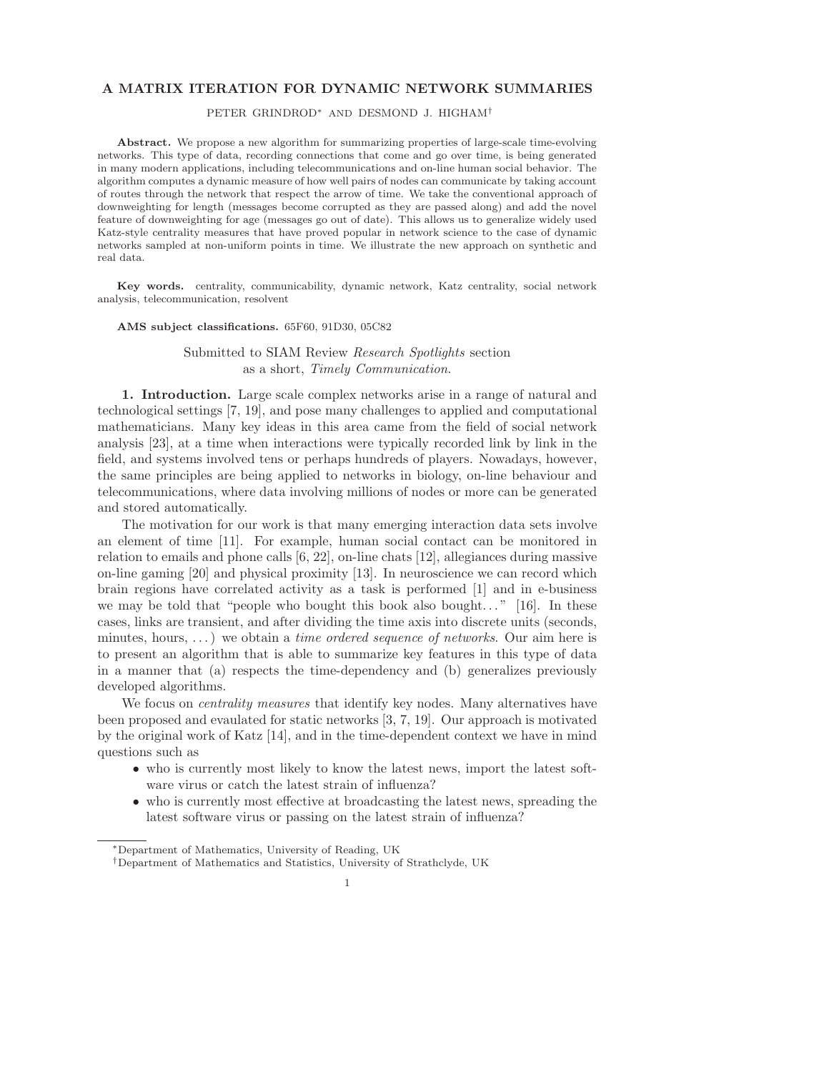# A MATRIX ITERATION FOR DYNAMIC NETWORK SUMMARIES

PETER GRINDROD* AND DESMOND J. HIGHAM†

**Abstract.** We propose a new algorithm for summarizing properties of large-scale time-evolving networks. This type of data, recording connections that come and go over time, is being generated in many modern applications, including telecommunications and on-line human social behavior. The algorithm computes a dynamic measure of how well pairs of nodes can communicate by taking account of routes through the network that respect the arrow of time. We take the conventional approach of downweighting for length (messages become corrupted as they are passed along) and add the novel feature of downweighting for age (messages go out of date). This allows us to generalize widely used Katz-style centrality measures that have proved popular in network science to the case of dynamic networks sampled at non-uniform points in time. We illustrate the new approach on synthetic and real data.

**Key words.** centrality, communicability, dynamic network, Katz centrality, social network analysis, telecommunication, resolvent

**AMS subject classifications.** 65F60, 91D30, 05C82

Submitted to SIAM Review *Research Spotlights* section
as a short, *Timely Communication*.

**1. Introduction.** Large scale complex networks arise in a range of natural and technological settings [7, 19], and pose many challenges to applied and computational mathematicians. Many key ideas in this area came from the field of social network analysis [23], at a time when interactions were typically recorded link by link in the field, and systems involved tens or perhaps hundreds of players. Nowadays, however, the same principles are being applied to networks in biology, on-line behaviour and telecommunications, where data involving millions of nodes or more can be generated and stored automatically.

The motivation for our work is that many emerging interaction data sets involve an element of time [11]. For example, human social contact can be monitored in relation to emails and phone calls [6, 22], on-line chats [12], allegiances during massive on-line gaming [20] and physical proximity [13]. In neuroscience we can record which brain regions have correlated activity as a task is performed [1] and in e-business we may be told that "people who bought this book also bought..." [16]. In these cases, links are transient, and after dividing the time axis into discrete units (seconds, minutes, hours, ...) we obtain a *time ordered sequence of networks*. Our aim here is to present an algorithm that is able to summarize key features in this type of data in a manner that (a) respects the time-dependency and (b) generalizes previously developed algorithms.

We focus on *centrality measures* that identify key nodes. Many alternatives have been proposed and evaulated for static networks [3, 7, 19]. Our approach is motivated by the original work of Katz [14], and in the time-dependent context we have in mind questions such as

- who is currently most likely to know the latest news, import the latest software virus or catch the latest strain of influenza?
- who is currently most effective at broadcasting the latest news, spreading the latest software virus or passing on the latest strain of influenza?

*Department of Mathematics, University of Reading, UK
†Department of Mathematics and Statistics, University of Strathclyde, UK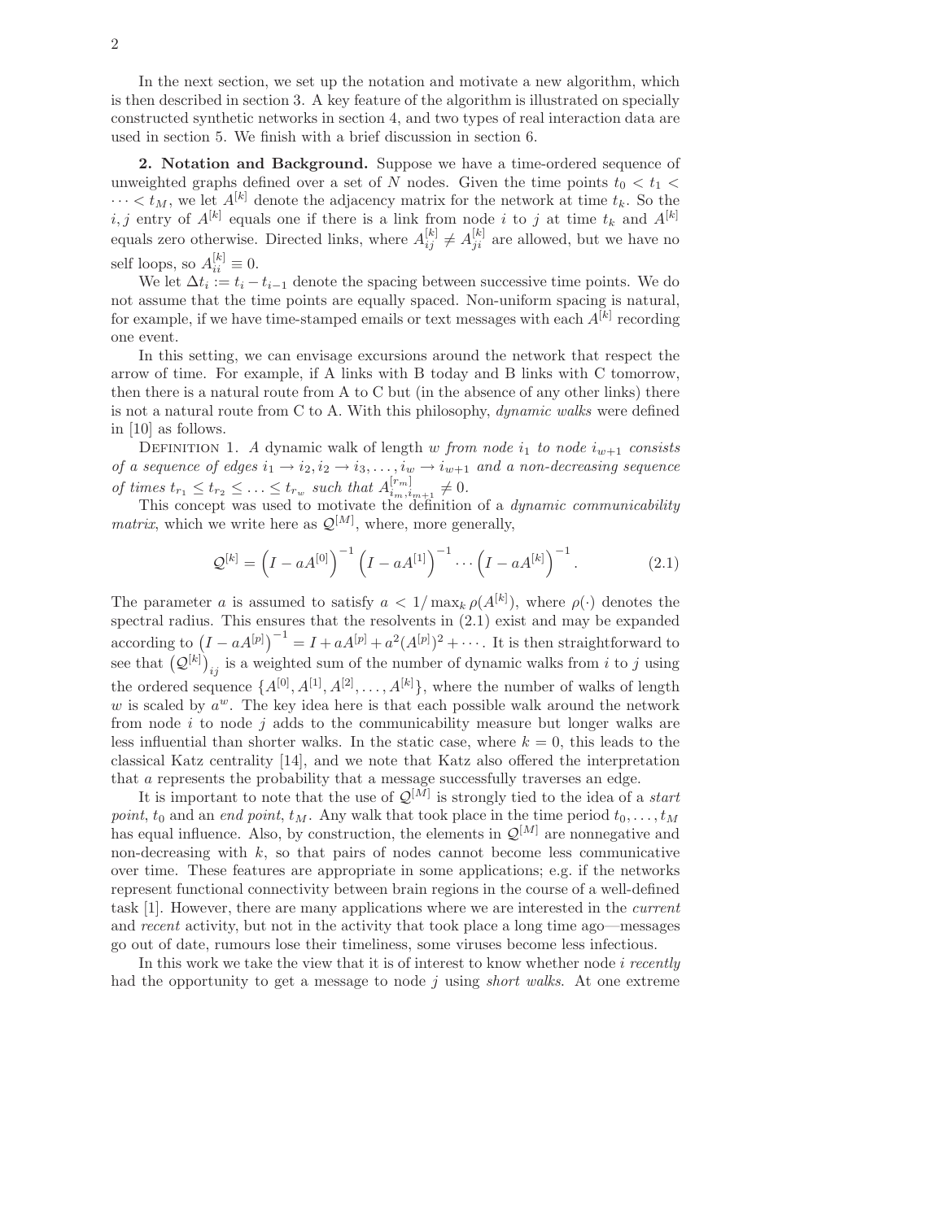In the next section, we set up the notation and motivate a new algorithm, which is then described in section 3. A key feature of the algorithm is illustrated on specially constructed synthetic networks in section 4, and two types of real interaction data are used in section 5. We finish with a brief discussion in section 6.

**2. Notation and Background.** Suppose we have a time-ordered sequence of unweighted graphs defined over a set of $N$ nodes. Given the time points $t_0 < t_1 < \cdots < t_M$, we let $A^{[k]}$ denote the adjacency matrix for the network at time $t_k$. So the $i, j$ entry of $A^{[k]}$ equals one if there is a link from node $i$ to $j$ at time $t_k$ and $A^{[k]}$ equals zero otherwise. Directed links, where $A^{[k]}_{ij} \neq A^{[k]}_{ji}$ are allowed, but we have no self loops, so $A^{[k]}_{ii} \equiv 0$.

We let $\Delta t_i := t_i - t_{i-1}$ denote the spacing between successive time points. We do not assume that the time points are equally spaced. Non-uniform spacing is natural, for example, if we have time-stamped emails or text messages with each $A^{[k]}$ recording one event.

In this setting, we can envisage excursions around the network that respect the arrow of time. For example, if A links with B today and B links with C tomorrow, then there is a natural route from A to C but (in the absence of any other links) there is not a natural route from C to A. With this philosophy, *dynamic walks* were defined in [10] as follows.

Definition 1. *A dynamic walk of length* $w$ *from node* $i_1$ *to node* $i_{w+1}$ *consists of a sequence of edges* $i_1 \to i_2, i_2 \to i_3, \ldots, i_w \to i_{w+1}$ *and a non-decreasing sequence of times* $t_{r_1} \leq t_{r_2} \leq \ldots \leq t_{r_w}$ *such that* $A^{[r_m]}_{i_m, i_{m+1}} \neq 0$.

This concept was used to motivate the definition of a *dynamic communicability matrix*, which we write here as $\mathcal{Q}^{[M]}$, where, more generally,

$$\mathcal{Q}^{[k]} = \left(I - aA^{[0]}\right)^{-1} \left(I - aA^{[1]}\right)^{-1} \cdots \left(I - aA^{[k]}\right)^{-1}. \tag{2.1}$$

The parameter $a$ is assumed to satisfy $a < 1/\max_k \rho(A^{[k]})$, where $\rho(\cdot)$ denotes the spectral radius. This ensures that the resolvents in (2.1) exist and may be expanded according to $\left(I - aA^{[p]}\right)^{-1} = I + aA^{[p]} + a^2(A^{[p]})^2 + \cdots$. It is then straightforward to see that $\left(\mathcal{Q}^{[k]}\right)_{ij}$ is a weighted sum of the number of dynamic walks from $i$ to $j$ using the ordered sequence $\{A^{[0]}, A^{[1]}, A^{[2]}, \ldots, A^{[k]}\}$, where the number of walks of length $w$ is scaled by $a^w$. The key idea here is that each possible walk around the network from node $i$ to node $j$ adds to the communicability measure but longer walks are less influential than shorter walks. In the static case, where $k = 0$, this leads to the classical Katz centrality [14], and we note that Katz also offered the interpretation that $a$ represents the probability that a message successfully traverses an edge.

It is important to note that the use of $\mathcal{Q}^{[M]}$ is strongly tied to the idea of a *start point*, $t_0$ and an *end point*, $t_M$. Any walk that took place in the time period $t_0, \ldots, t_M$ has equal influence. Also, by construction, the elements in $\mathcal{Q}^{[M]}$ are nonnegative and non-decreasing with $k$, so that pairs of nodes cannot become less communicative over time. These features are appropriate in some applications; e.g. if the networks represent functional connectivity between brain regions in the course of a well-defined task [1]. However, there are many applications where we are interested in the *current* and *recent* activity, but not in the activity that took place a long time ago—messages go out of date, rumours lose their timeliness, some viruses become less infectious.

In this work we take the view that it is of interest to know whether node $i$ *recently* had the opportunity to get a message to node $j$ using *short walks*. At one extreme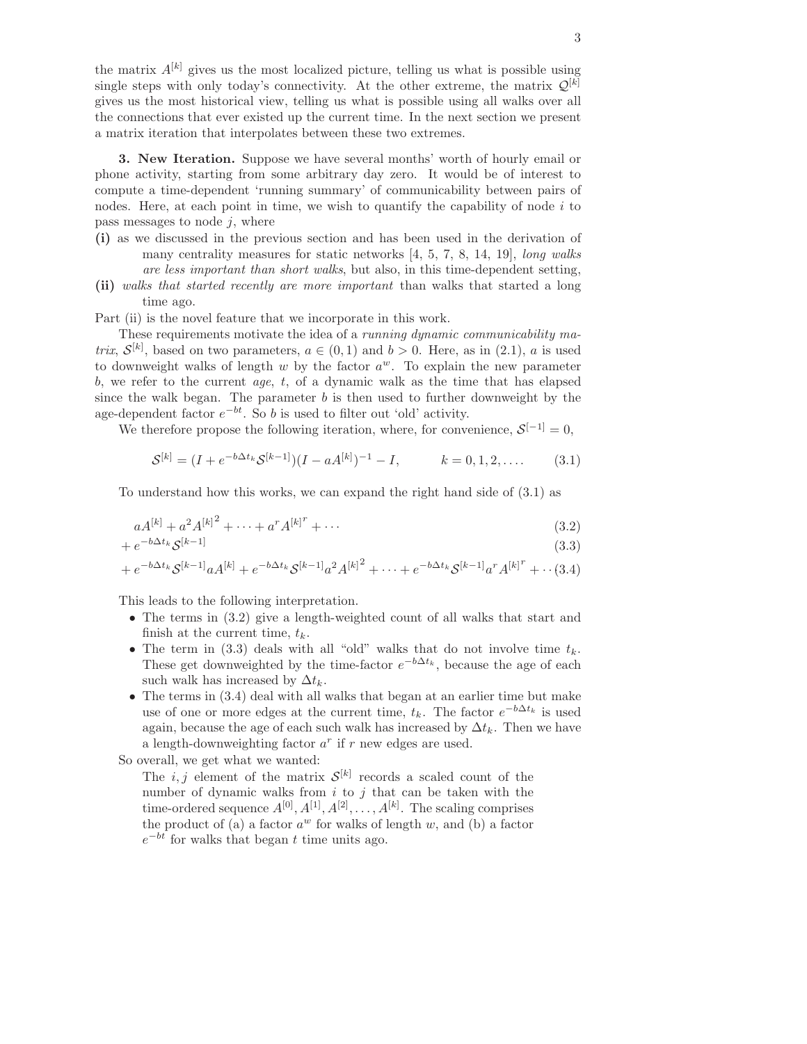the matrix $A^{[k]}$ gives us the most localized picture, telling us what is possible using single steps with only today's connectivity. At the other extreme, the matrix $\mathcal{Q}^{[k]}$ gives us the most historical view, telling us what is possible using all walks over all the connections that ever existed up the current time. In the next section we present a matrix iteration that interpolates between these two extremes.

**3. New Iteration.** Suppose we have several months' worth of hourly email or phone activity, starting from some arbitrary day zero. It would be of interest to compute a time-dependent 'running summary' of communicability between pairs of nodes. Here, at each point in time, we wish to quantify the capability of node $i$ to pass messages to node $j$, where

**(i)** as we discussed in the previous section and has been used in the derivation of many centrality measures for static networks [4, 5, 7, 8, 14, 19], *long walks are less important than short walks*, but also, in this time-dependent setting,

**(ii)** *walks that started recently are more important* than walks that started a long time ago.

Part (ii) is the novel feature that we incorporate in this work.

These requirements motivate the idea of a *running dynamic communicability matrix*, $\mathcal{S}^{[k]}$, based on two parameters, $a \in (0,1)$ and $b > 0$. Here, as in (2.1), $a$ is used to downweight walks of length $w$ by the factor $a^w$. To explain the new parameter $b$, we refer to the current *age*, $t$, of a dynamic walk as the time that has elapsed since the walk began. The parameter $b$ is then used to further downweight by the age-dependent factor $e^{-bt}$. So $b$ is used to filter out 'old' activity.

We therefore propose the following iteration, where, for convenience, $\mathcal{S}^{[-1]} = 0$,

$$\mathcal{S}^{[k]} = (I + e^{-b\Delta t_k}\mathcal{S}^{[k-1]})(I - aA^{[k]})^{-1} - I, \qquad k = 0, 1, 2, \ldots. \tag{3.1}$$

To understand how this works, we can expand the right hand side of (3.1) as

$$aA^{[k]} + a^2 {A^{[k]}}^2 + \cdots + a^r {A^{[k]}}^r + \cdots \tag{3.2}$$

$$+ \, e^{-b\Delta t_k}\mathcal{S}^{[k-1]} \tag{3.3}$$

$$+ \, e^{-b\Delta t_k}\mathcal{S}^{[k-1]}aA^{[k]} + e^{-b\Delta t_k}\mathcal{S}^{[k-1]}a^2 {A^{[k]}}^2 + \cdots + e^{-b\Delta t_k}\mathcal{S}^{[k-1]}a^r {A^{[k]}}^r + \cdots \tag{3.4}$$

This leads to the following interpretation.

- The terms in (3.2) give a length-weighted count of all walks that start and finish at the current time, $t_k$.
- The term in (3.3) deals with all "old" walks that do not involve time $t_k$. These get downweighted by the time-factor $e^{-b\Delta t_k}$, because the age of each such walk has increased by $\Delta t_k$.
- The terms in (3.4) deal with all walks that began at an earlier time but make use of one or more edges at the current time, $t_k$. The factor $e^{-b\Delta t_k}$ is used again, because the age of each such walk has increased by $\Delta t_k$. Then we have a length-downweighting factor $a^r$ if $r$ new edges are used.

So overall, we get what we wanted:

> The $i, j$ element of the matrix $\mathcal{S}^{[k]}$ records a scaled count of the number of dynamic walks from $i$ to $j$ that can be taken with the time-ordered sequence $A^{[0]}, A^{[1]}, A^{[2]}, \ldots, A^{[k]}$. The scaling comprises the product of (a) a factor $a^w$ for walks of length $w$, and (b) a factor $e^{-bt}$ for walks that began $t$ time units ago.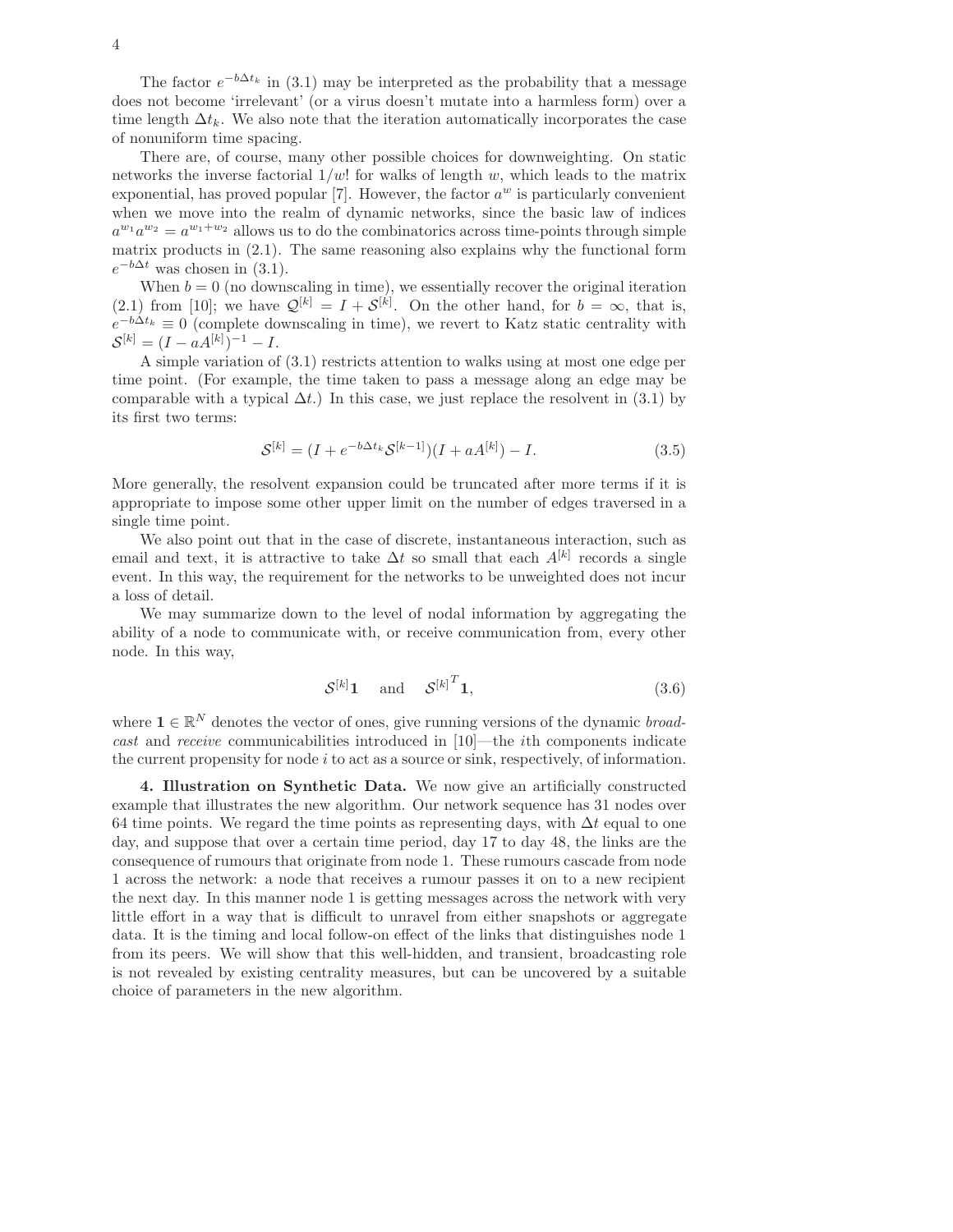The factor $e^{-b\Delta t_k}$ in (3.1) may be interpreted as the probability that a message does not become 'irrelevant' (or a virus doesn't mutate into a harmless form) over a time length $\Delta t_k$. We also note that the iteration automatically incorporates the case of nonuniform time spacing.

There are, of course, many other possible choices for downweighting. On static networks the inverse factorial $1/w!$ for walks of length $w$, which leads to the matrix exponential, has proved popular [7]. However, the factor $a^w$ is particularly convenient when we move into the realm of dynamic networks, since the basic law of indices $a^{w_1}a^{w_2} = a^{w_1+w_2}$ allows us to do the combinatorics across time-points through simple matrix products in (2.1). The same reasoning also explains why the functional form $e^{-b\Delta t}$ was chosen in (3.1).

When $b = 0$ (no downscaling in time), we essentially recover the original iteration (2.1) from [10]; we have $\mathcal{Q}^{[k]} = I + \mathcal{S}^{[k]}$. On the other hand, for $b = \infty$, that is, $e^{-b\Delta t_k} \equiv 0$ (complete downscaling in time), we revert to Katz static centrality with $\mathcal{S}^{[k]} = (I - aA^{[k]})^{-1} - I$.

A simple variation of (3.1) restricts attention to walks using at most one edge per time point. (For example, the time taken to pass a message along an edge may be comparable with a typical $\Delta t$.) In this case, we just replace the resolvent in (3.1) by its first two terms:

$$\mathcal{S}^{[k]} = (I + e^{-b\Delta t_k}\mathcal{S}^{[k-1]})(I + aA^{[k]}) - I. \tag{3.5}$$

More generally, the resolvent expansion could be truncated after more terms if it is appropriate to impose some other upper limit on the number of edges traversed in a single time point.

We also point out that in the case of discrete, instantaneous interaction, such as email and text, it is attractive to take $\Delta t$ so small that each $A^{[k]}$ records a single event. In this way, the requirement for the networks to be unweighted does not incur a loss of detail.

We may summarize down to the level of nodal information by aggregating the ability of a node to communicate with, or receive communication from, every other node. In this way,

$$\mathcal{S}^{[k]}\mathbf{1} \quad \text{and} \quad {\mathcal{S}^{[k]}}^T\mathbf{1}, \tag{3.6}$$

where $\mathbf{1} \in \mathbb{R}^N$ denotes the vector of ones, give running versions of the dynamic *broadcast* and *receive* communicabilities introduced in [10]—the $i$th components indicate the current propensity for node $i$ to act as a source or sink, respectively, of information.

**4. Illustration on Synthetic Data.** We now give an artificially constructed example that illustrates the new algorithm. Our network sequence has 31 nodes over 64 time points. We regard the time points as representing days, with $\Delta t$ equal to one day, and suppose that over a certain time period, day 17 to day 48, the links are the consequence of rumours that originate from node 1. These rumours cascade from node 1 across the network: a node that receives a rumour passes it on to a new recipient the next day. In this manner node 1 is getting messages across the network with very little effort in a way that is difficult to unravel from either snapshots or aggregate data. It is the timing and local follow-on effect of the links that distinguishes node 1 from its peers. We will show that this well-hidden, and transient, broadcasting role is not revealed by existing centrality measures, but can be uncovered by a suitable choice of parameters in the new algorithm.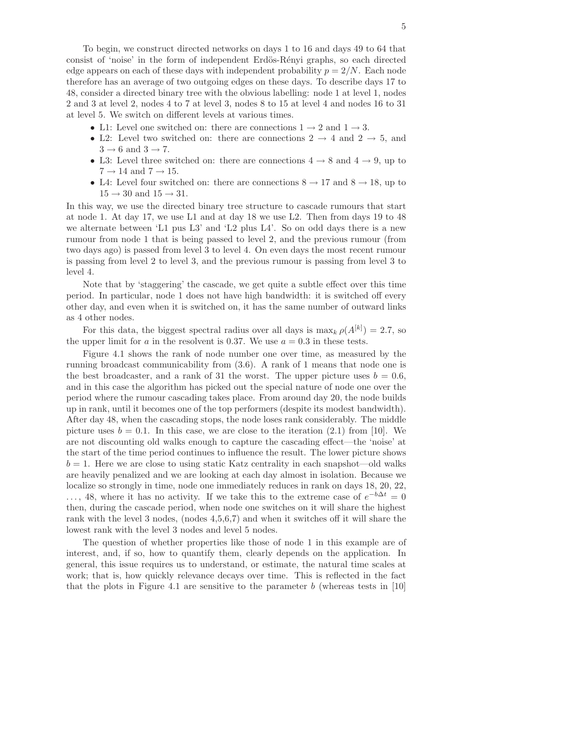To begin, we construct directed networks on days 1 to 16 and days 49 to 64 that consist of 'noise' in the form of independent Erdös-Rényi graphs, so each directed edge appears on each of these days with independent probability $p = 2/N$. Each node therefore has an average of two outgoing edges on these days. To describe days 17 to 48, consider a directed binary tree with the obvious labelling: node 1 at level 1, nodes 2 and 3 at level 2, nodes 4 to 7 at level 3, nodes 8 to 15 at level 4 and nodes 16 to 31 at level 5. We switch on different levels at various times.

- L1: Level one switched on: there are connections $1 \to 2$ and $1 \to 3$.
- L2: Level two switched on: there are connections $2 \to 4$ and $2 \to 5$, and $3 \to 6$ and $3 \to 7$.
- L3: Level three switched on: there are connections $4 \to 8$ and $4 \to 9$, up to $7 \to 14$ and $7 \to 15$.
- L4: Level four switched on: there are connections $8 \to 17$ and $8 \to 18$, up to $15 \to 30$ and $15 \to 31$.

In this way, we use the directed binary tree structure to cascade rumours that start at node 1. At day 17, we use L1 and at day 18 we use L2. Then from days 19 to 48 we alternate between 'L1 pus L3' and 'L2 plus L4'. So on odd days there is a new rumour from node 1 that is being passed to level 2, and the previous rumour (from two days ago) is passed from level 3 to level 4. On even days the most recent rumour is passing from level 2 to level 3, and the previous rumour is passing from level 3 to level 4.

Note that by 'staggering' the cascade, we get quite a subtle effect over this time period. In particular, node 1 does not have high bandwidth: it is switched off every other day, and even when it is switched on, it has the same number of outward links as 4 other nodes.

For this data, the biggest spectral radius over all days is $\max_k \rho(A^{[k]}) = 2.7$, so the upper limit for $a$ in the resolvent is 0.37. We use $a = 0.3$ in these tests.

Figure 4.1 shows the rank of node number one over time, as measured by the running broadcast communicability from (3.6). A rank of 1 means that node one is the best broadcaster, and a rank of 31 the worst. The upper picture uses $b = 0.6$, and in this case the algorithm has picked out the special nature of node one over the period where the rumour cascading takes place. From around day 20, the node builds up in rank, until it becomes one of the top performers (despite its modest bandwidth). After day 48, when the cascading stops, the node loses rank considerably. The middle picture uses $b = 0.1$. In this case, we are close to the iteration (2.1) from [10]. We are not discounting old walks enough to capture the cascading effect—the 'noise' at the start of the time period continues to influence the result. The lower picture shows $b = 1$. Here we are close to using static Katz centrality in each snapshot—old walks are heavily penalized and we are looking at each day almost in isolation. Because we localize so strongly in time, node one immediately reduces in rank on days 18, 20, 22, $\ldots$, 48, where it has no activity. If we take this to the extreme case of $e^{-b\Delta t} = 0$ then, during the cascade period, when node one switches on it will share the highest rank with the level 3 nodes, (nodes 4,5,6,7) and when it switches off it will share the lowest rank with the level 3 nodes and level 5 nodes.

The question of whether properties like those of node 1 in this example are of interest, and, if so, how to quantify them, clearly depends on the application. In general, this issue requires us to understand, or estimate, the natural time scales at work; that is, how quickly relevance decays over time. This is reflected in the fact that the plots in Figure 4.1 are sensitive to the parameter $b$ (whereas tests in [10]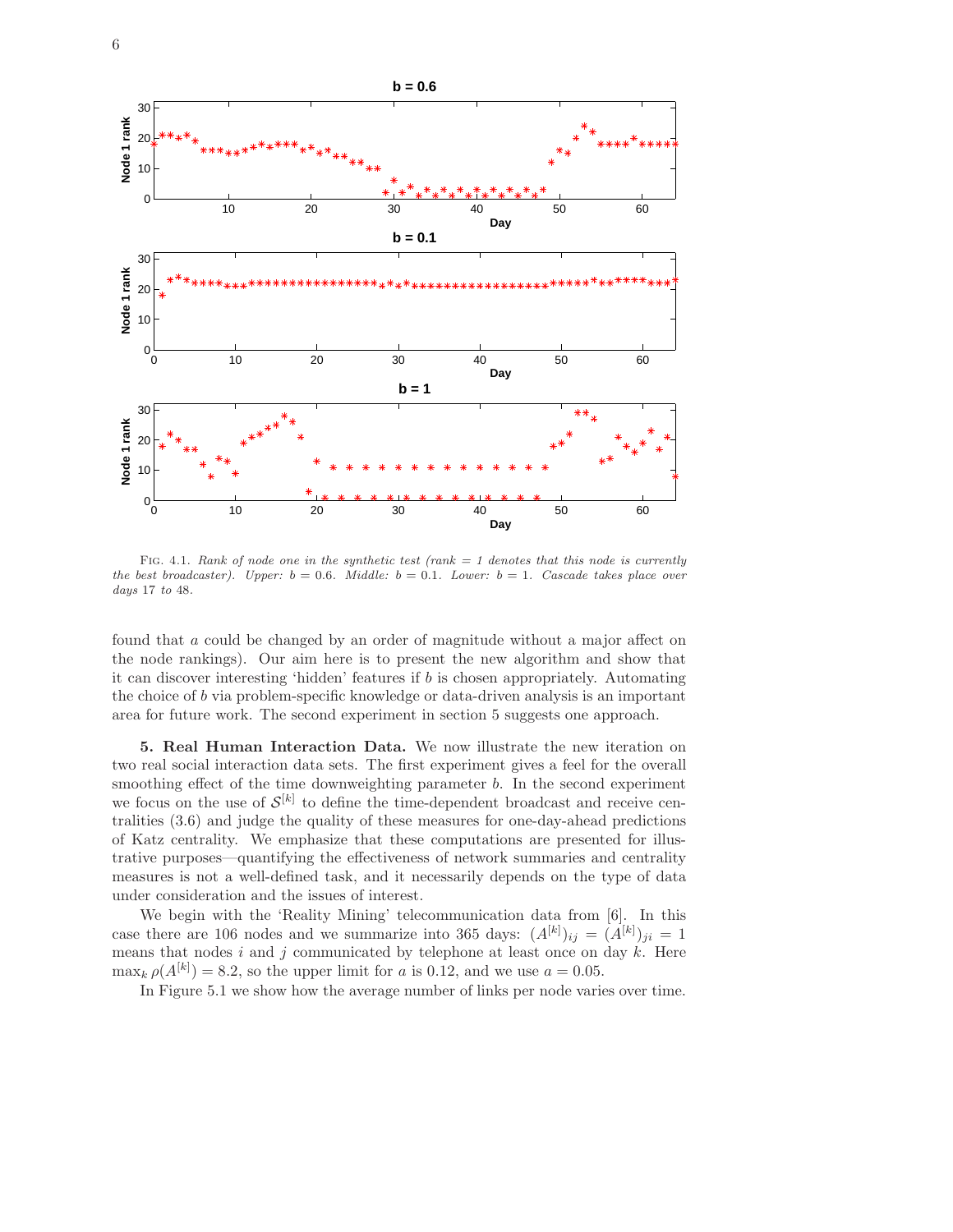Fig. 4.1. *Rank of node one in the synthetic test (rank = 1 denotes that this node is currently the best broadcaster). Upper: $b = 0.6$. Middle: $b = 0.1$. Lower: $b = 1$. Cascade takes place over days* 17 *to* 48.

found that $a$ could be changed by an order of magnitude without a major affect on the node rankings). Our aim here is to present the new algorithm and show that it can discover interesting 'hidden' features if $b$ is chosen appropriately. Automating the choice of $b$ via problem-specific knowledge or data-driven analysis is an important area for future work. The second experiment in section 5 suggests one approach.

## 5. Real Human Interaction Data.

We now illustrate the new iteration on two real social interaction data sets. The first experiment gives a feel for the overall smoothing effect of the time downweighting parameter $b$. In the second experiment we focus on the use of $\mathcal{S}^{[k]}$ to define the time-dependent broadcast and receive centralities (3.6) and judge the quality of these measures for one-day-ahead predictions of Katz centrality. We emphasize that these computations are presented for illustrative purposes—quantifying the effectiveness of network summaries and centrality measures is not a well-defined task, and it necessarily depends on the type of data under consideration and the issues of interest.

We begin with the 'Reality Mining' telecommunication data from [6]. In this case there are 106 nodes and we summarize into 365 days: $(A^{[k]})_{ij} = (A^{[k]})_{ji} = 1$ means that nodes $i$ and $j$ communicated by telephone at least once on day $k$. Here $\max_k \rho(A^{[k]}) = 8.2$, so the upper limit for $a$ is 0.12, and we use $a = 0.05$.

In Figure 5.1 we show how the average number of links per node varies over time.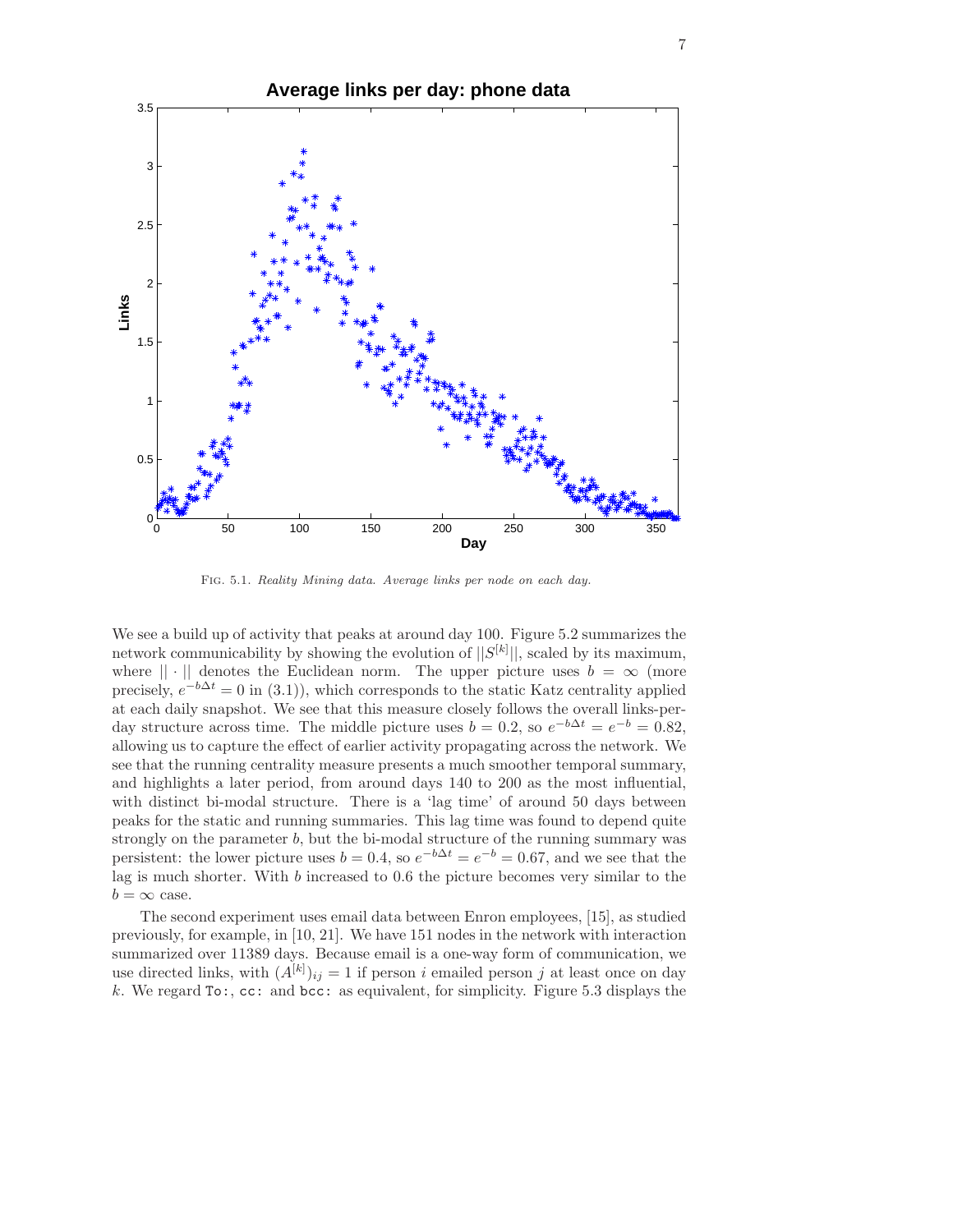FIG. 5.1. *Reality Mining data. Average links per node on each day.*

We see a build up of activity that peaks at around day 100. Figure 5.2 summarizes the network communicability by showing the evolution of $||S^{[k]}||$, scaled by its maximum, where $|| \cdot ||$ denotes the Euclidean norm. The upper picture uses $b = \infty$ (more precisely, $e^{-b\Delta t} = 0$ in (3.1)), which corresponds to the static Katz centrality applied at each daily snapshot. We see that this measure closely follows the overall links-per-day structure across time. The middle picture uses $b = 0.2$, so $e^{-b\Delta t} = e^{-b} = 0.82$, allowing us to capture the effect of earlier activity propagating across the network. We see that the running centrality measure presents a much smoother temporal summary, and highlights a later period, from around days 140 to 200 as the most influential, with distinct bi-modal structure. There is a 'lag time' of around 50 days between peaks for the static and running summaries. This lag time was found to depend quite strongly on the parameter $b$, but the bi-modal structure of the running summary was persistent: the lower picture uses $b = 0.4$, so $e^{-b\Delta t} = e^{-b} = 0.67$, and we see that the lag is much shorter. With $b$ increased to 0.6 the picture becomes very similar to the $b = \infty$ case.

The second experiment uses email data between Enron employees, [15], as studied previously, for example, in [10, 21]. We have 151 nodes in the network with interaction summarized over 11389 days. Because email is a one-way form of communication, we use directed links, with $(A^{[k]})_{ij} = 1$ if person $i$ emailed person $j$ at least once on day $k$. We regard `To:`, `cc:` and `bcc:` as equivalent, for simplicity. Figure 5.3 displays the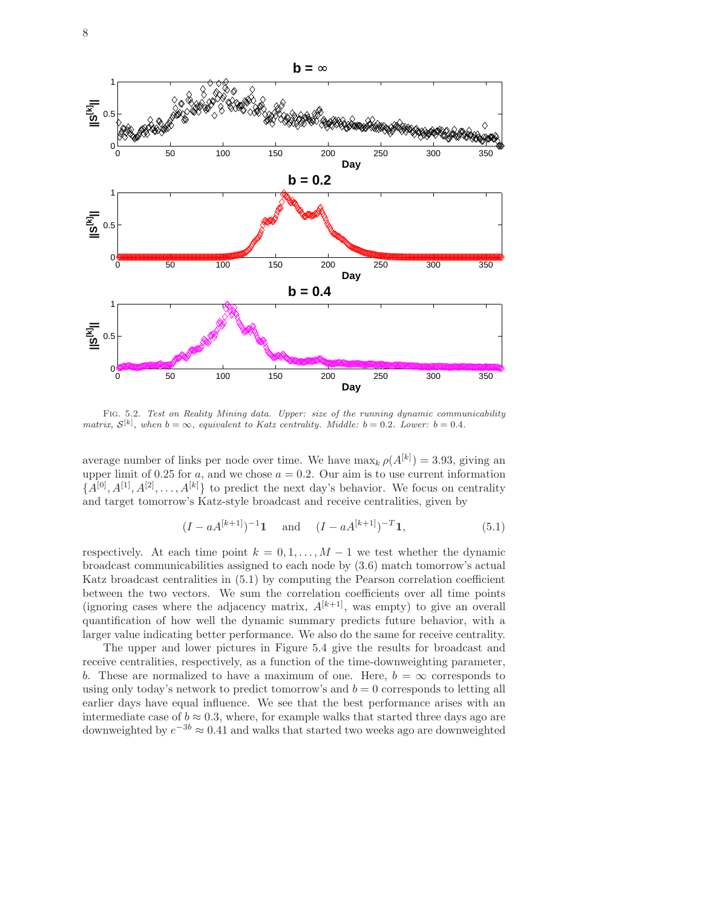FIG. 5.2. *Test on Reality Mining data. Upper: size of the running dynamic communicability matrix, $\mathcal{S}^{[k]}$, when $b = \infty$, equivalent to Katz centrality. Middle: $b = 0.2$. Lower: $b = 0.4$.*

average number of links per node over time. We have $\max_k \rho(A^{[k]}) = 3.93$, giving an upper limit of 0.25 for $a$, and we chose $a = 0.2$. Our aim is to use current information $\{A^{[0]}, A^{[1]}, A^{[2]}, \ldots, A^{[k]}\}$ to predict the next day's behavior. We focus on centrality and target tomorrow's Katz-style broadcast and receive centralities, given by

$$(I - aA^{[k+1]})^{-1}\mathbf{1} \quad \text{and} \quad (I - aA^{[k+1]})^{-T}\mathbf{1}, \tag{5.1}$$

respectively. At each time point $k = 0, 1, \ldots, M-1$ we test whether the dynamic broadcast communicabilities assigned to each node by (3.6) match tomorrow's actual Katz broadcast centralities in (5.1) by computing the Pearson correlation coefficient between the two vectors. We sum the correlation coefficients over all time points (ignoring cases where the adjacency matrix, $A^{[k+1]}$, was empty) to give an overall quantification of how well the dynamic summary predicts future behavior, with a larger value indicating better performance. We also do the same for receive centrality.

The upper and lower pictures in Figure 5.4 give the results for broadcast and receive centralities, respectively, as a function of the time-downweighting parameter, $b$. These are normalized to have a maximum of one. Here, $b = \infty$ corresponds to using only today's network to predict tomorrow's and $b = 0$ corresponds to letting all earlier days have equal influence. We see that the best performance arises with an intermediate case of $b \approx 0.3$, where, for example walks that started three days ago are downweighted by $e^{-3b} \approx 0.41$ and walks that started two weeks ago are downweighted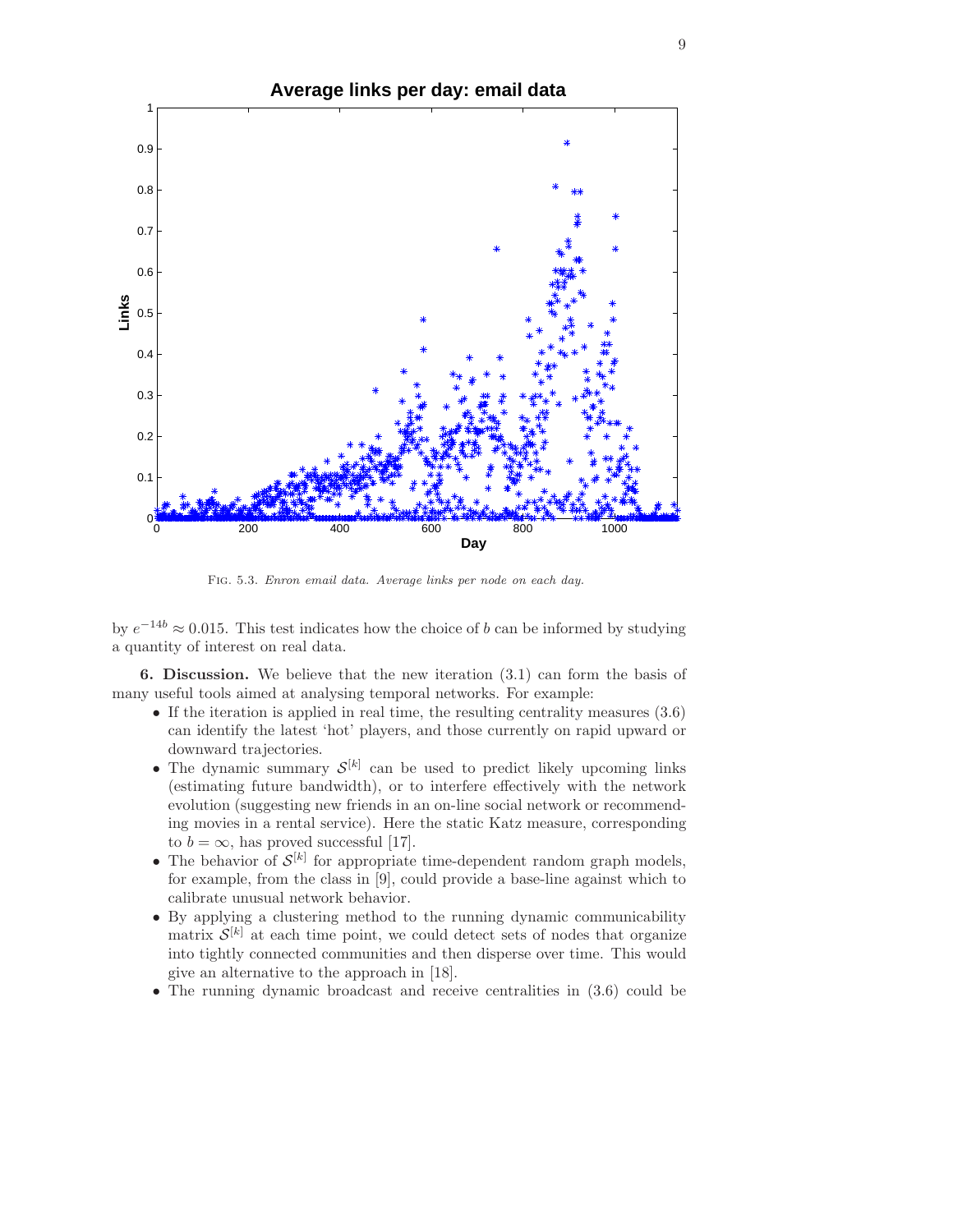FIG. 5.3. *Enron email data. Average links per node on each day.*

by $e^{-14b} \approx 0.015$. This test indicates how the choice of $b$ can be informed by studying a quantity of interest on real data.

**6. Discussion.** We believe that the new iteration (3.1) can form the basis of many useful tools aimed at analysing temporal networks. For example:

- If the iteration is applied in real time, the resulting centrality measures (3.6) can identify the latest 'hot' players, and those currently on rapid upward or downward trajectories.
- The dynamic summary $\mathcal{S}^{[k]}$ can be used to predict likely upcoming links (estimating future bandwidth), or to interfere effectively with the network evolution (suggesting new friends in an on-line social network or recommending movies in a rental service). Here the static Katz measure, corresponding to $b = \infty$, has proved successful [17].
- The behavior of $\mathcal{S}^{[k]}$ for appropriate time-dependent random graph models, for example, from the class in [9], could provide a base-line against which to calibrate unusual network behavior.
- By applying a clustering method to the running dynamic communicability matrix $\mathcal{S}^{[k]}$ at each time point, we could detect sets of nodes that organize into tightly connected communities and then disperse over time. This would give an alternative to the approach in [18].
- The running dynamic broadcast and receive centralities in (3.6) could be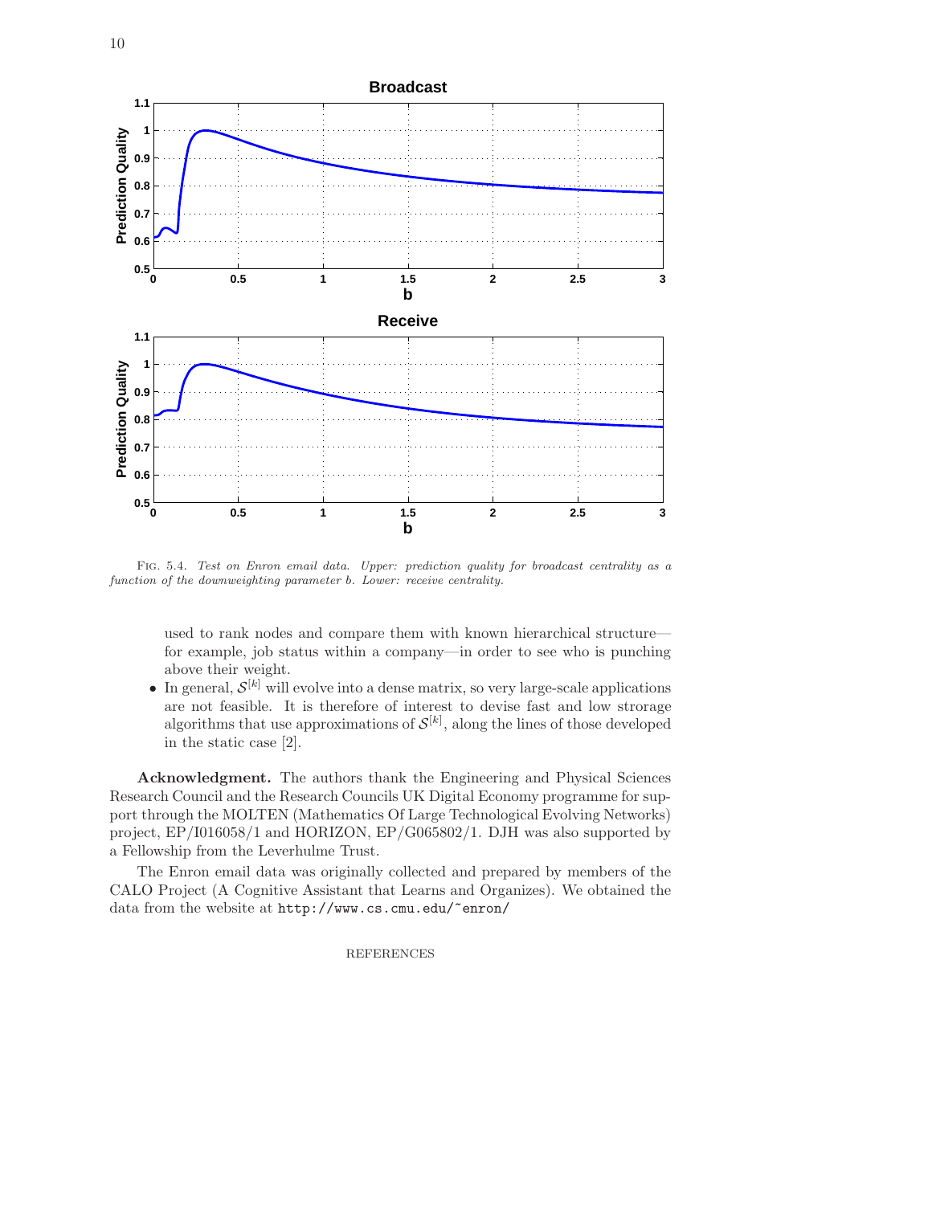FIG. 5.4. *Test on Enron email data. Upper: prediction quality for broadcast centrality as a function of the downweighting parameter b. Lower: receive centrality.*

used to rank nodes and compare them with known hierarchical structure—for example, job status within a company—in order to see who is punching above their weight.

- In general, $\mathcal{S}^{[k]}$ will evolve into a dense matrix, so very large-scale applications are not feasible. It is therefore of interest to devise fast and low strorage algorithms that use approximations of $\mathcal{S}^{[k]}$, along the lines of those developed in the static case [2].

**Acknowledgment.** The authors thank the Engineering and Physical Sciences Research Council and the Research Councils UK Digital Economy programme for support through the MOLTEN (Mathematics Of Large Technological Evolving Networks) project, EP/I016058/1 and HORIZON, EP/G065802/1. DJH was also supported by a Fellowship from the Leverhulme Trust.

The Enron email data was originally collected and prepared by members of the CALO Project (A Cognitive Assistant that Learns and Organizes). We obtained the data from the website at `http://www.cs.cmu.edu/~enron/`

REFERENCES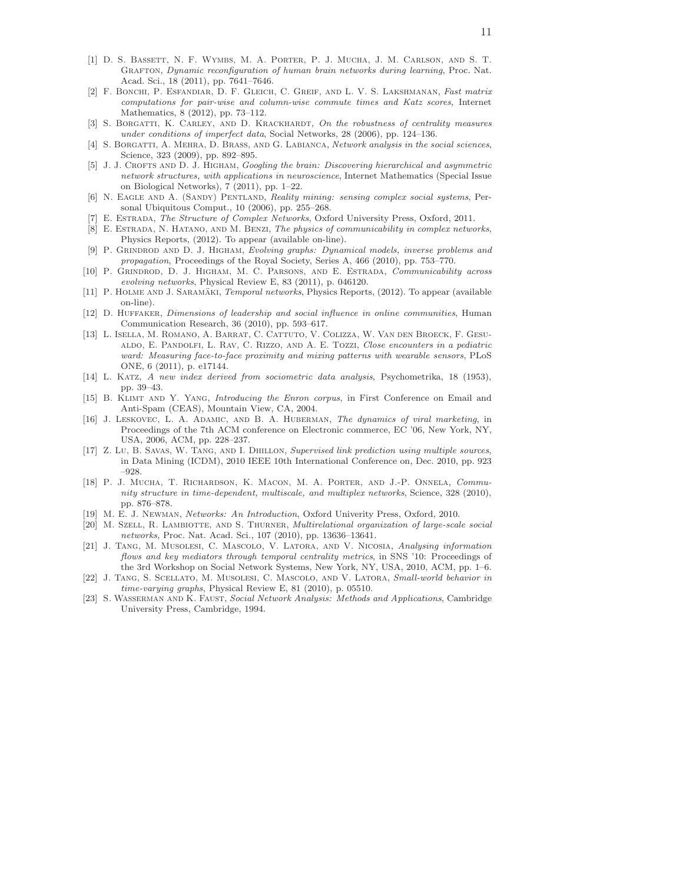[1] D. S. Bassett, N. F. Wymbs, M. A. Porter, P. J. Mucha, J. M. Carlson, and S. T. Grafton, *Dynamic reconfiguration of human brain networks during learning*, Proc. Nat. Acad. Sci., 18 (2011), pp. 7641–7646.

[2] F. Bonchi, P. Esfandiar, D. F. Gleich, C. Greif, and L. V. S. Lakshmanan, *Fast matrix computations for pair-wise and column-wise commute times and Katz scores*, Internet Mathematics, 8 (2012), pp. 73–112.

[3] S. Borgatti, K. Carley, and D. Krackhardt, *On the robustness of centrality measures under conditions of imperfect data*, Social Networks, 28 (2006), pp. 124–136.

[4] S. Borgatti, A. Mehra, D. Brass, and G. Labianca, *Network analysis in the social sciences*, Science, 323 (2009), pp. 892–895.

[5] J. J. Crofts and D. J. Higham, *Googling the brain: Discovering hierarchical and asymmetric network structures, with applications in neuroscience*, Internet Mathematics (Special Issue on Biological Networks), 7 (2011), pp. 1–22.

[6] N. Eagle and A. (Sandy) Pentland, *Reality mining: sensing complex social systems*, Personal Ubiquitous Comput., 10 (2006), pp. 255–268.

[7] E. Estrada, *The Structure of Complex Networks*, Oxford University Press, Oxford, 2011.

[8] E. Estrada, N. Hatano, and M. Benzi, *The physics of communicability in complex networks*, Physics Reports, (2012). To appear (available on-line).

[9] P. Grindrod and D. J. Higham, *Evolving graphs: Dynamical models, inverse problems and propagation*, Proceedings of the Royal Society, Series A, 466 (2010), pp. 753–770.

[10] P. Grindrod, D. J. Higham, M. C. Parsons, and E. Estrada, *Communicability across evolving networks*, Physical Review E, 83 (2011), p. 046120.

[11] P. Holme and J. Saramäki, *Temporal networks*, Physics Reports, (2012). To appear (available on-line).

[12] D. Huffaker, *Dimensions of leadership and social influence in online communities*, Human Communication Research, 36 (2010), pp. 593–617.

[13] L. Isella, M. Romano, A. Barrat, C. Cattuto, V. Colizza, W. Van den Broeck, F. Gesualdo, E. Pandolfi, L. Rav, C. Rizzo, and A. E. Tozzi, *Close encounters in a pediatric ward: Measuring face-to-face proximity and mixing patterns with wearable sensors*, PLoS ONE, 6 (2011), p. e17144.

[14] L. Katz, *A new index derived from sociometric data analysis*, Psychometrika, 18 (1953), pp. 39–43.

[15] B. Klimt and Y. Yang, *Introducing the Enron corpus*, in First Conference on Email and Anti-Spam (CEAS), Mountain View, CA, 2004.

[16] J. Leskovec, L. A. Adamic, and B. A. Huberman, *The dynamics of viral marketing*, in Proceedings of the 7th ACM conference on Electronic commerce, EC '06, New York, NY, USA, 2006, ACM, pp. 228–237.

[17] Z. Lu, B. Savas, W. Tang, and I. Dhillon, *Supervised link prediction using multiple sources*, in Data Mining (ICDM), 2010 IEEE 10th International Conference on, Dec. 2010, pp. 923 –928.

[18] P. J. Mucha, T. Richardson, K. Macon, M. A. Porter, and J.-P. Onnela, *Community structure in time-dependent, multiscale, and multiplex networks*, Science, 328 (2010), pp. 876–878.

[19] M. E. J. Newman, *Networks: An Introduction*, Oxford Univerity Press, Oxford, 2010.

[20] M. Szell, R. Lambiotte, and S. Thurner, *Multirelational organization of large-scale social networks*, Proc. Nat. Acad. Sci., 107 (2010), pp. 13636–13641.

[21] J. Tang, M. Musolesi, C. Mascolo, V. Latora, and V. Nicosia, *Analysing information flows and key mediators through temporal centrality metrics*, in SNS '10: Proceedings of the 3rd Workshop on Social Network Systems, New York, NY, USA, 2010, ACM, pp. 1–6.

[22] J. Tang, S. Scellato, M. Musolesi, C. Mascolo, and V. Latora, *Small-world behavior in time-varying graphs*, Physical Review E, 81 (2010), p. 05510.

[23] S. Wasserman and K. Faust, *Social Network Analysis: Methods and Applications*, Cambridge University Press, Cambridge, 1994.